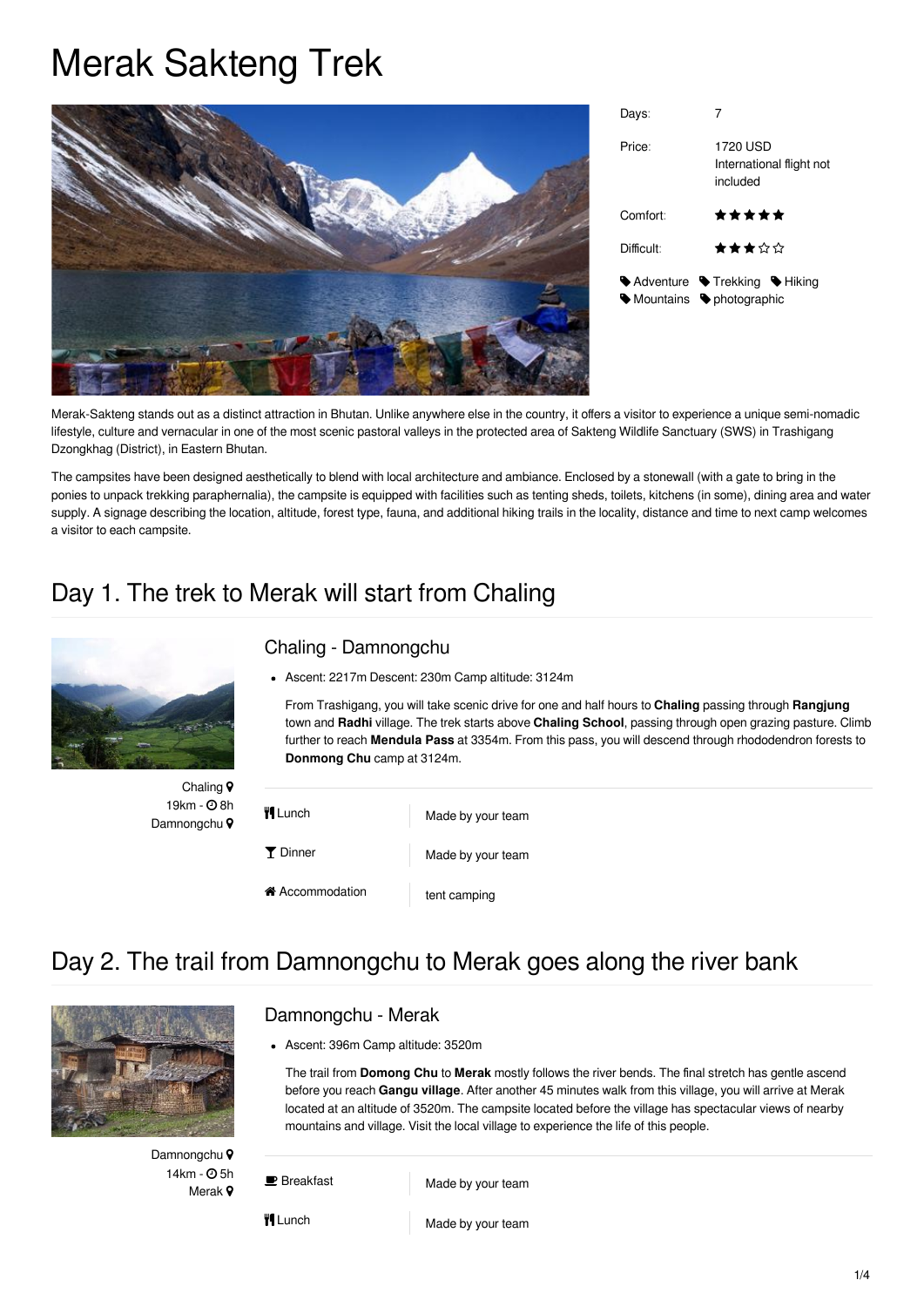# Merak Sakteng Trek

| | |
|---|---|
| Days: | 7 |
| Price: | 1720 USD International flight not included |
| Comfort: | ★★★★★ |
| Difficult: | ★★★☆☆ |

Adventure · Trekking · Hiking · Mountains · photographic

Merak-Sakteng stands out as a distinct attraction in Bhutan. Unlike anywhere else in the country, it offers a visitor to experience a unique semi-nomadic lifestyle, culture and vernacular in one of the most scenic pastoral valleys in the protected area of Sakteng Wildlife Sanctuary (SWS) in Trashigang Dzongkhag (District), in Eastern Bhutan.

The campsites have been designed aesthetically to blend with local architecture and ambiance. Enclosed by a stonewall (with a gate to bring in the ponies to unpack trekking paraphernalia), the campsite is equipped with facilities such as tenting sheds, toilets, kitchens (in some), dining area and water supply. A signage describing the location, altitude, forest type, fauna, and additional hiking trails in the locality, distance and time to next camp welcomes a visitor to each campsite.

## Day 1. The trek to Merak will start from Chaling

Chaling
19km - 8h
Damnongchu

### Chaling - Damnongchu

- Ascent: 2217m Descent: 230m Camp altitude: 3124m

From Trashigang, you will take scenic drive for one and half hours to **Chaling** passing through **Rangjung** town and **Radhi** village. The trek starts above **Chaling School**, passing through open grazing pasture. Climb further to reach **Mendula Pass** at 3354m. From this pass, you will descend through rhododendron forests to **Donmong Chu** camp at 3124m.

| | |
|---|---|
| Lunch | Made by your team |
| Dinner | Made by your team |
| Accommodation | tent camping |

## Day 2. The trail from Damnongchu to Merak goes along the river bank

Damnongchu
14km - 5h
Merak

### Damnongchu - Merak

- Ascent: 396m Camp altitude: 3520m

The trail from **Domong Chu** to **Merak** mostly follows the river bends. The final stretch has gentle ascend before you reach **Gangu village**. After another 45 minutes walk from this village, you will arrive at Merak located at an altitude of 3520m. The campsite located before the village has spectacular views of nearby mountains and village. Visit the local village to experience the life of this people.

| | |
|---|---|
| Breakfast | Made by your team |
| Lunch | Made by your team |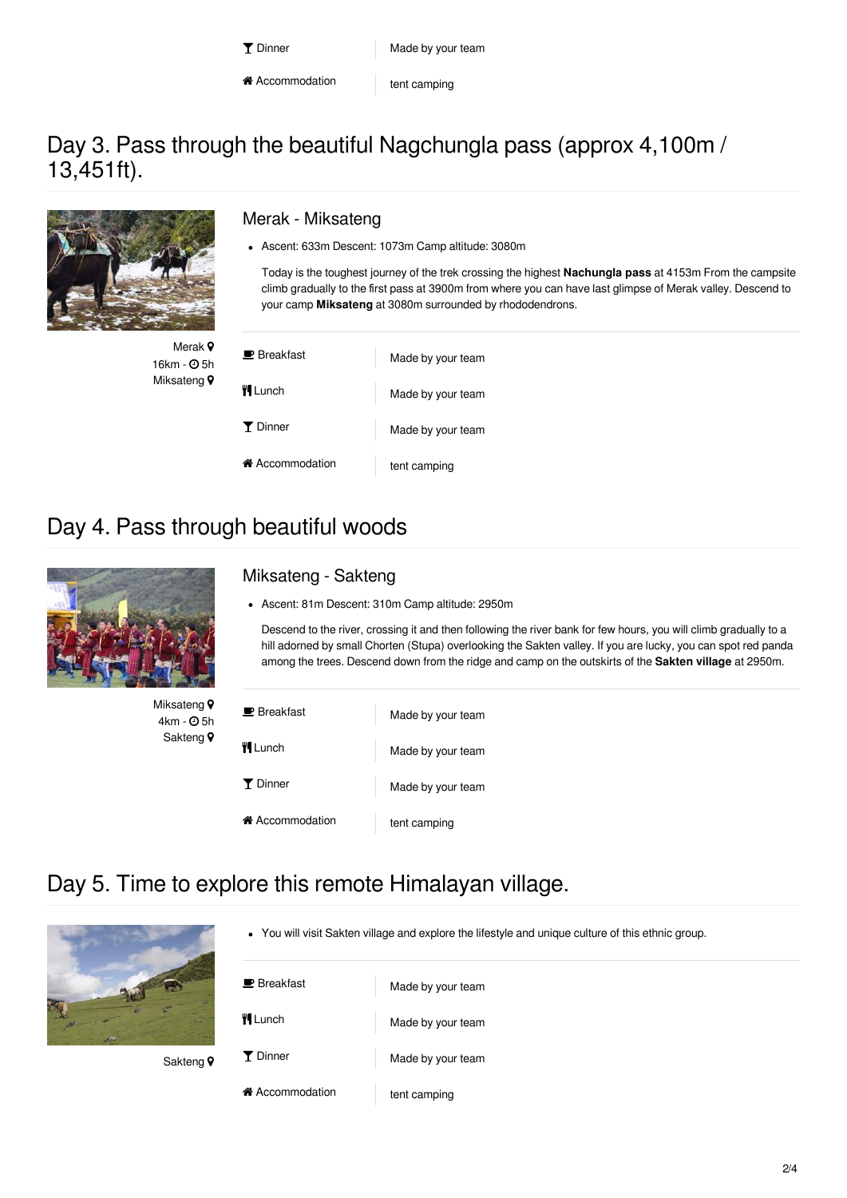| | |
|---|---|
| Dinner | Made by your team |
| Accommodation | tent camping |

## Day 3. Pass through the beautiful Nagchungla pass (approx 4,100m / 13,451ft).

### Merak - Miksateng

- Ascent: 633m Descent: 1073m Camp altitude: 3080m

Today is the toughest journey of the trek crossing the highest **Nachungla pass** at 4153m From the campsite climb gradually to the first pass at 3900m from where you can have last glimpse of Merak valley. Descend to your camp **Miksateng** at 3080m surrounded by rhododendrons.

Merak
16km - 5h
Miksateng

| | |
|---|---|
| Breakfast | Made by your team |
| Lunch | Made by your team |
| Dinner | Made by your team |
| Accommodation | tent camping |

## Day 4. Pass through beautiful woods

### Miksateng - Sakteng

- Ascent: 81m Descent: 310m Camp altitude: 2950m

Descend to the river, crossing it and then following the river bank for few hours, you will climb gradually to a hill adorned by small Chorten (Stupa) overlooking the Sakten valley. If you are lucky, you can spot red panda among the trees. Descend down from the ridge and camp on the outskirts of the **Sakten village** at 2950m.

Miksateng
4km - 5h
Sakteng

| | |
|---|---|
| Breakfast | Made by your team |
| Lunch | Made by your team |
| Dinner | Made by your team |
| Accommodation | tent camping |

## Day 5. Time to explore this remote Himalayan village.

- You will visit Sakten village and explore the lifestyle and unique culture of this ethnic group.

Sakteng

| | |
|---|---|
| Breakfast | Made by your team |
| Lunch | Made by your team |
| Dinner | Made by your team |
| Accommodation | tent camping |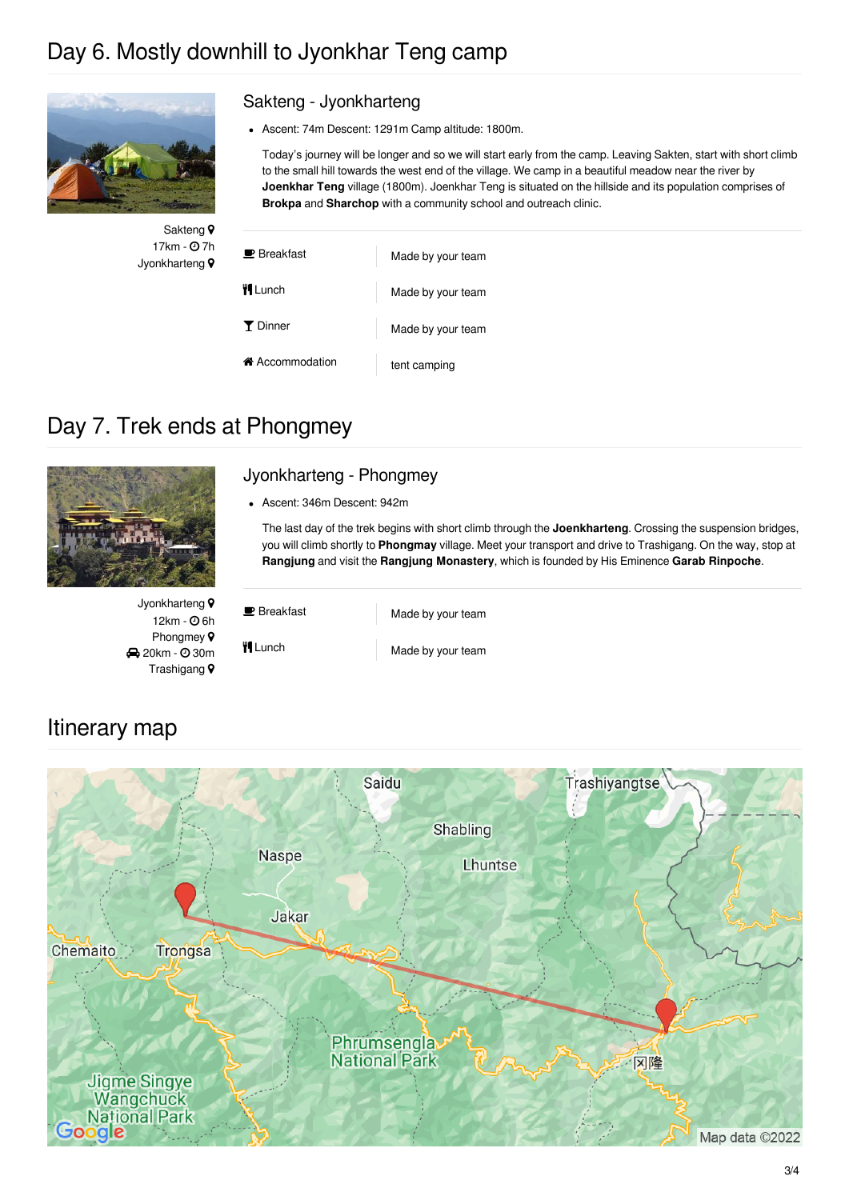## Day 6. Mostly downhill to Jyonkhar Teng camp

Sakteng
17km - 7h
Jyonkharteng

### Sakteng - Jyonkharteng

- Ascent: 74m Descent: 1291m Camp altitude: 1800m.

Today's journey will be longer and so we will start early from the camp. Leaving Sakten, start with short climb to the small hill towards the west end of the village. We camp in a beautiful meadow near the river by **Joenkhar Teng** village (1800m). Joenkhar Teng is situated on the hillside and its population comprises of **Brokpa** and **Sharchop** with a community school and outreach clinic.

| | |
|---|---|
| Breakfast | Made by your team |
| Lunch | Made by your team |
| Dinner | Made by your team |
| Accommodation | tent camping |

## Day 7. Trek ends at Phongmey

Jyonkharteng
12km - 6h
Phongmey
20km - 30m
Trashigang

### Jyonkharteng - Phongmey

- Ascent: 346m Descent: 942m

The last day of the trek begins with short climb through the **Jyonkharteng**. Crossing the suspension bridges, you will climb shortly to **Phongmay** village. Meet your transport and drive to Trashigang. On the way, stop at **Rangjung** and visit the **Rangjung Monastery**, which is founded by His Eminence **Garab Rinpoche**.

| | |
|---|---|
| Breakfast | Made by your team |
| Lunch | Made by your team |

## Itinerary map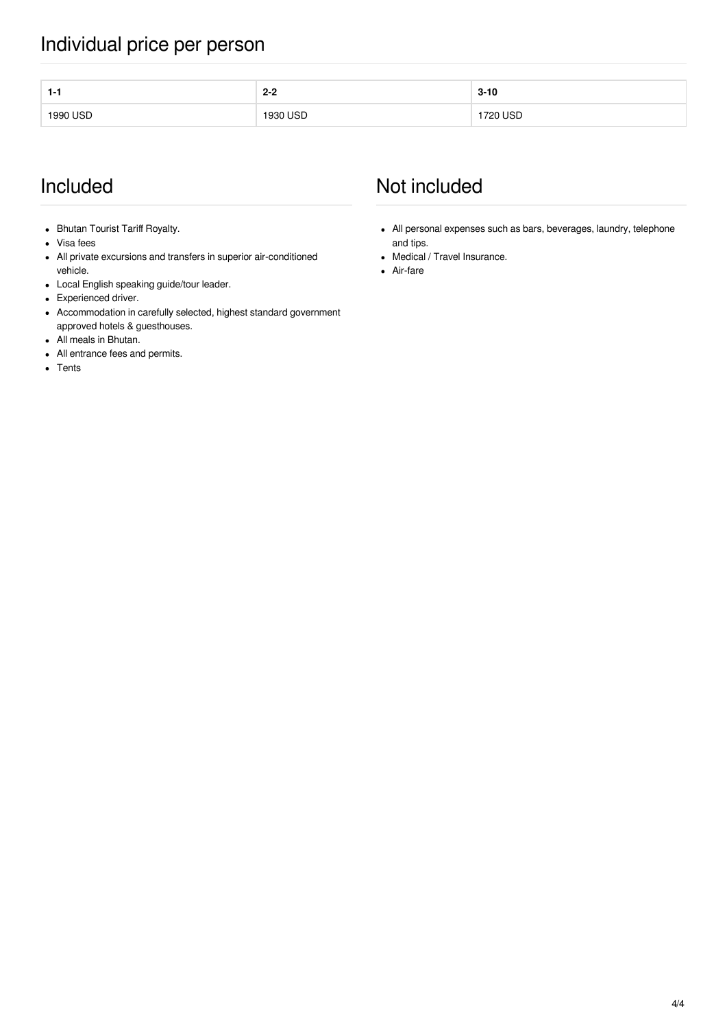## Individual price per person

| 1-1 | 2-2 | 3-10 |
| --- | --- | --- |
| 1990 USD | 1930 USD | 1720 USD |

## Included

- Bhutan Tourist Tariff Royalty.
- Visa fees
- All private excursions and transfers in superior air-conditioned vehicle.
- Local English speaking guide/tour leader.
- Experienced driver.
- Accommodation in carefully selected, highest standard government approved hotels & guesthouses.
- All meals in Bhutan.
- All entrance fees and permits.
- Tents

## Not included

- All personal expenses such as bars, beverages, laundry, telephone and tips.
- Medical / Travel Insurance.
- Air-fare